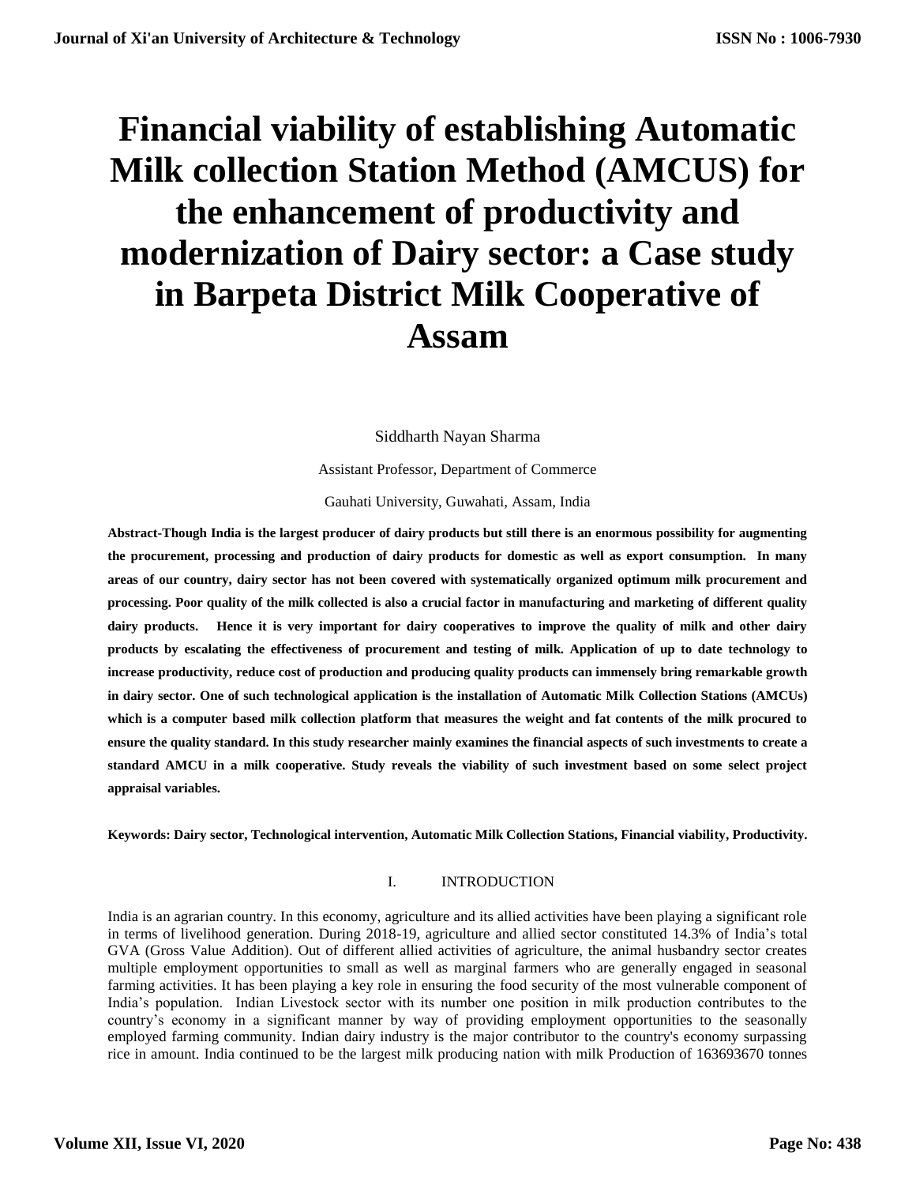# Financial viability of establishing Automatic Milk collection Station Method (AMCUS) for the enhancement of productivity and modernization of Dairy sector: a Case study in Barpeta District Milk Cooperative of Assam

Siddharth Nayan Sharma

Assistant Professor, Department of Commerce

Gauhati University, Guwahati, Assam, India

**Abstract-Though India is the largest producer of dairy products but still there is an enormous possibility for augmenting the procurement, processing and production of dairy products for domestic as well as export consumption. In many areas of our country, dairy sector has not been covered with systematically organized optimum milk procurement and processing. Poor quality of the milk collected is also a crucial factor in manufacturing and marketing of different quality dairy products. Hence it is very important for dairy cooperatives to improve the quality of milk and other dairy products by escalating the effectiveness of procurement and testing of milk. Application of up to date technology to increase productivity, reduce cost of production and producing quality products can immensely bring remarkable growth in dairy sector. One of such technological application is the installation of Automatic Milk Collection Stations (AMCUs) which is a computer based milk collection platform that measures the weight and fat contents of the milk procured to ensure the quality standard. In this study researcher mainly examines the financial aspects of such investments to create a standard AMCU in a milk cooperative. Study reveals the viability of such investment based on some select project appraisal variables.**

**Keywords: Dairy sector, Technological intervention, Automatic Milk Collection Stations, Financial viability, Productivity.**

## I. INTRODUCTION

India is an agrarian country. In this economy, agriculture and its allied activities have been playing a significant role in terms of livelihood generation. During 2018-19, agriculture and allied sector constituted 14.3% of India's total GVA (Gross Value Addition). Out of different allied activities of agriculture, the animal husbandry sector creates multiple employment opportunities to small as well as marginal farmers who are generally engaged in seasonal farming activities. It has been playing a key role in ensuring the food security of the most vulnerable component of India's population. Indian Livestock sector with its number one position in milk production contributes to the country's economy in a significant manner by way of providing employment opportunities to the seasonally employed farming community. Indian dairy industry is the major contributor to the country's economy surpassing rice in amount. India continued to be the largest milk producing nation with milk Production of 163693670 tonnes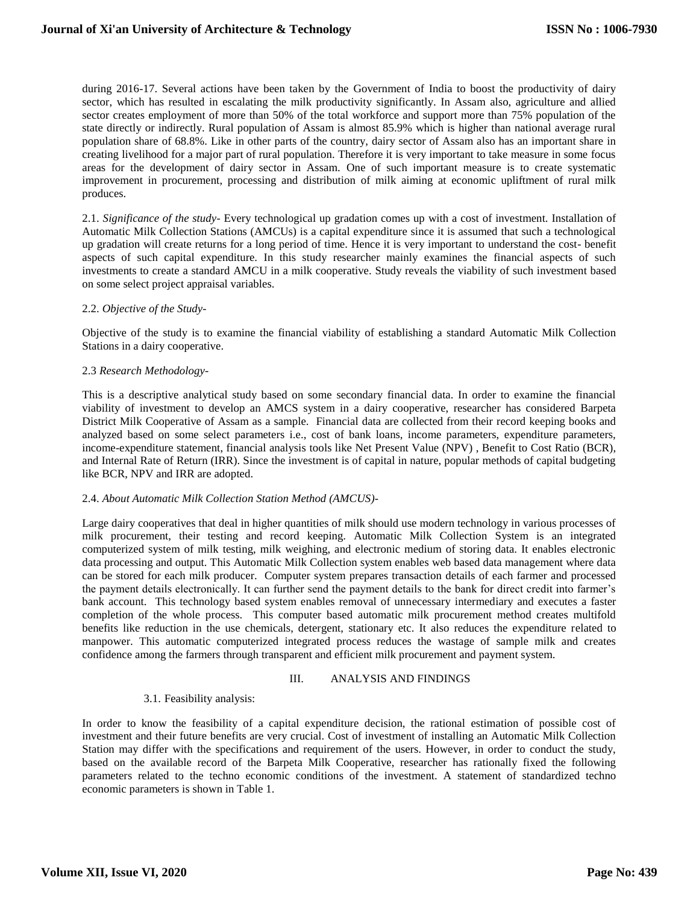during 2016-17. Several actions have been taken by the Government of India to boost the productivity of dairy sector, which has resulted in escalating the milk productivity significantly. In Assam also, agriculture and allied sector creates employment of more than 50% of the total workforce and support more than 75% population of the state directly or indirectly. Rural population of Assam is almost 85.9% which is higher than national average rural population share of 68.8%. Like in other parts of the country, dairy sector of Assam also has an important share in creating livelihood for a major part of rural population. Therefore it is very important to take measure in some focus areas for the development of dairy sector in Assam. One of such important measure is to create systematic improvement in procurement, processing and distribution of milk aiming at economic upliftment of rural milk produces.

2.1. *Significance of the study*- Every technological up gradation comes up with a cost of investment. Installation of Automatic Milk Collection Stations (AMCUs) is a capital expenditure since it is assumed that such a technological up gradation will create returns for a long period of time. Hence it is very important to understand the cost- benefit aspects of such capital expenditure. In this study researcher mainly examines the financial aspects of such investments to create a standard AMCU in a milk cooperative. Study reveals the viability of such investment based on some select project appraisal variables.

2.2. *Objective of the Study*-

Objective of the study is to examine the financial viability of establishing a standard Automatic Milk Collection Stations in a dairy cooperative.

2.3 *Research Methodology*-

This is a descriptive analytical study based on some secondary financial data. In order to examine the financial viability of investment to develop an AMCS system in a dairy cooperative, researcher has considered Barpeta District Milk Cooperative of Assam as a sample. Financial data are collected from their record keeping books and analyzed based on some select parameters i.e., cost of bank loans, income parameters, expenditure parameters, income-expenditure statement, financial analysis tools like Net Present Value (NPV) , Benefit to Cost Ratio (BCR), and Internal Rate of Return (IRR). Since the investment is of capital in nature, popular methods of capital budgeting like BCR, NPV and IRR are adopted.

2.4. *About Automatic Milk Collection Station Method (AMCUS)*-

Large dairy cooperatives that deal in higher quantities of milk should use modern technology in various processes of milk procurement, their testing and record keeping. Automatic Milk Collection System is an integrated computerized system of milk testing, milk weighing, and electronic medium of storing data. It enables electronic data processing and output. This Automatic Milk Collection system enables web based data management where data can be stored for each milk producer. Computer system prepares transaction details of each farmer and processed the payment details electronically. It can further send the payment details to the bank for direct credit into farmer's bank account. This technology based system enables removal of unnecessary intermediary and executes a faster completion of the whole process. This computer based automatic milk procurement method creates multifold benefits like reduction in the use chemicals, detergent, stationary etc. It also reduces the expenditure related to manpower. This automatic computerized integrated process reduces the wastage of sample milk and creates confidence among the farmers through transparent and efficient milk procurement and payment system.

## III. ANALYSIS AND FINDINGS

3.1. Feasibility analysis:

In order to know the feasibility of a capital expenditure decision, the rational estimation of possible cost of investment and their future benefits are very crucial. Cost of investment of installing an Automatic Milk Collection Station may differ with the specifications and requirement of the users. However, in order to conduct the study, based on the available record of the Barpeta Milk Cooperative, researcher has rationally fixed the following parameters related to the techno economic conditions of the investment. A statement of standardized techno economic parameters is shown in Table 1.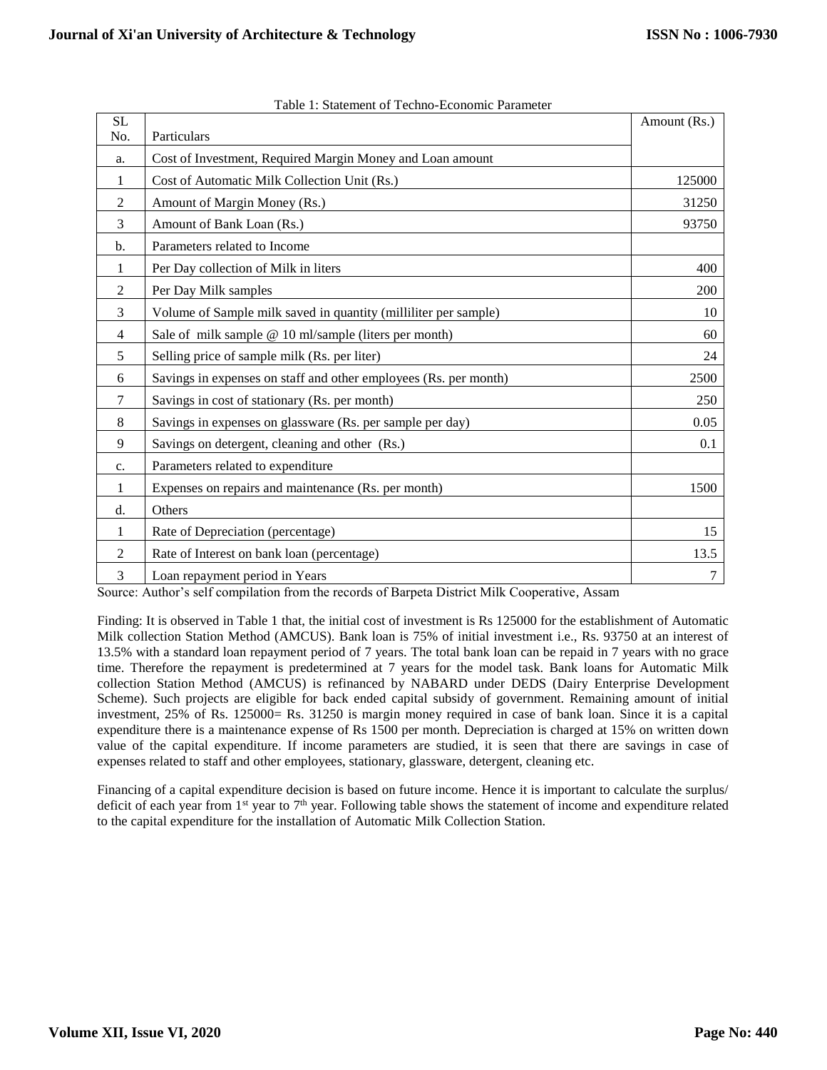Table 1: Statement of Techno-Economic Parameter

| SL No. | Particulars | Amount (Rs.) |
|---|---|---|
| a. | Cost of Investment, Required Margin Money and Loan amount | |
| 1 | Cost of Automatic Milk Collection Unit (Rs.) | 125000 |
| 2 | Amount of Margin Money (Rs.) | 31250 |
| 3 | Amount of Bank Loan (Rs.) | 93750 |
| b. | Parameters related to Income | |
| 1 | Per Day collection of Milk in liters | 400 |
| 2 | Per Day Milk samples | 200 |
| 3 | Volume of Sample milk saved in quantity (milliliter per sample) | 10 |
| 4 | Sale of milk sample @ 10 ml/sample (liters per month) | 60 |
| 5 | Selling price of sample milk (Rs. per liter) | 24 |
| 6 | Savings in expenses on staff and other employees (Rs. per month) | 2500 |
| 7 | Savings in cost of stationary (Rs. per month) | 250 |
| 8 | Savings in expenses on glassware (Rs. per sample per day) | 0.05 |
| 9 | Savings on detergent, cleaning and other (Rs.) | 0.1 |
| c. | Parameters related to expenditure | |
| 1 | Expenses on repairs and maintenance (Rs. per month) | 1500 |
| d. | Others | |
| 1 | Rate of Depreciation (percentage) | 15 |
| 2 | Rate of Interest on bank loan (percentage) | 13.5 |
| 3 | Loan repayment period in Years | 7 |

Source: Author's self compilation from the records of Barpeta District Milk Cooperative, Assam

Finding: It is observed in Table 1 that, the initial cost of investment is Rs 125000 for the establishment of Automatic Milk collection Station Method (AMCUS). Bank loan is 75% of initial investment i.e., Rs. 93750 at an interest of 13.5% with a standard loan repayment period of 7 years. The total bank loan can be repaid in 7 years with no grace time. Therefore the repayment is predetermined at 7 years for the model task. Bank loans for Automatic Milk collection Station Method (AMCUS) is refinanced by NABARD under DEDS (Dairy Enterprise Development Scheme). Such projects are eligible for back ended capital subsidy of government. Remaining amount of initial investment, 25% of Rs. 125000= Rs. 31250 is margin money required in case of bank loan. Since it is a capital expenditure there is a maintenance expense of Rs 1500 per month. Depreciation is charged at 15% on written down value of the capital expenditure. If income parameters are studied, it is seen that there are savings in case of expenses related to staff and other employees, stationary, glassware, detergent, cleaning etc.

Financing of a capital expenditure decision is based on future income. Hence it is important to calculate the surplus/ deficit of each year from 1st year to 7th year. Following table shows the statement of income and expenditure related to the capital expenditure for the installation of Automatic Milk Collection Station.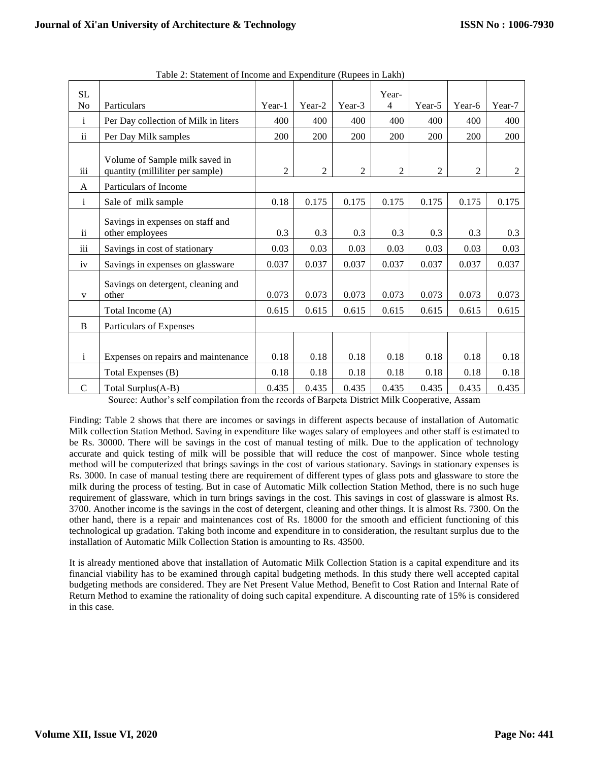Table 2: Statement of Income and Expenditure (Rupees in Lakh)

| SL No | Particulars | Year-1 | Year-2 | Year-3 | Year-4 | Year-5 | Year-6 | Year-7 |
|---|---|---|---|---|---|---|---|---|
| i | Per Day collection of Milk in liters | 400 | 400 | 400 | 400 | 400 | 400 | 400 |
| ii | Per Day Milk samples | 200 | 200 | 200 | 200 | 200 | 200 | 200 |
| iii | Volume of Sample milk saved in quantity (milliliter per sample) | 2 | 2 | 2 | 2 | 2 | 2 | 2 |
| A | Particulars of Income | | | | | | | |
| i | Sale of milk sample | 0.18 | 0.175 | 0.175 | 0.175 | 0.175 | 0.175 | 0.175 |
| ii | Savings in expenses on staff and other employees | 0.3 | 0.3 | 0.3 | 0.3 | 0.3 | 0.3 | 0.3 |
| iii | Savings in cost of stationary | 0.03 | 0.03 | 0.03 | 0.03 | 0.03 | 0.03 | 0.03 |
| iv | Savings in expenses on glassware | 0.037 | 0.037 | 0.037 | 0.037 | 0.037 | 0.037 | 0.037 |
| v | Savings on detergent, cleaning and other | 0.073 | 0.073 | 0.073 | 0.073 | 0.073 | 0.073 | 0.073 |
| | Total Income (A) | 0.615 | 0.615 | 0.615 | 0.615 | 0.615 | 0.615 | 0.615 |
| B | Particulars of Expenses | | | | | | | |
| i | Expenses on repairs and maintenance | 0.18 | 0.18 | 0.18 | 0.18 | 0.18 | 0.18 | 0.18 |
| | Total Expenses (B) | 0.18 | 0.18 | 0.18 | 0.18 | 0.18 | 0.18 | 0.18 |
| C | Total Surplus(A-B) | 0.435 | 0.435 | 0.435 | 0.435 | 0.435 | 0.435 | 0.435 |

Source: Author's self compilation from the records of Barpeta District Milk Cooperative, Assam

Finding: Table 2 shows that there are incomes or savings in different aspects because of installation of Automatic Milk collection Station Method. Saving in expenditure like wages salary of employees and other staff is estimated to be Rs. 30000. There will be savings in the cost of manual testing of milk. Due to the application of technology accurate and quick testing of milk will be possible that will reduce the cost of manpower. Since whole testing method will be computerized that brings savings in the cost of various stationary. Savings in stationary expenses is Rs. 3000. In case of manual testing there are requirement of different types of glass pots and glassware to store the milk during the process of testing. But in case of Automatic Milk collection Station Method, there is no such huge requirement of glassware, which in turn brings savings in the cost. This savings in cost of glassware is almost Rs. 3700. Another income is the savings in the cost of detergent, cleaning and other things. It is almost Rs. 7300. On the other hand, there is a repair and maintenances cost of Rs. 18000 for the smooth and efficient functioning of this technological up gradation. Taking both income and expenditure in to consideration, the resultant surplus due to the installation of Automatic Milk Collection Station is amounting to Rs. 43500.

It is already mentioned above that installation of Automatic Milk Collection Station is a capital expenditure and its financial viability has to be examined through capital budgeting methods. In this study there well accepted capital budgeting methods are considered. They are Net Present Value Method, Benefit to Cost Ration and Internal Rate of Return Method to examine the rationality of doing such capital expenditure. A discounting rate of 15% is considered in this case.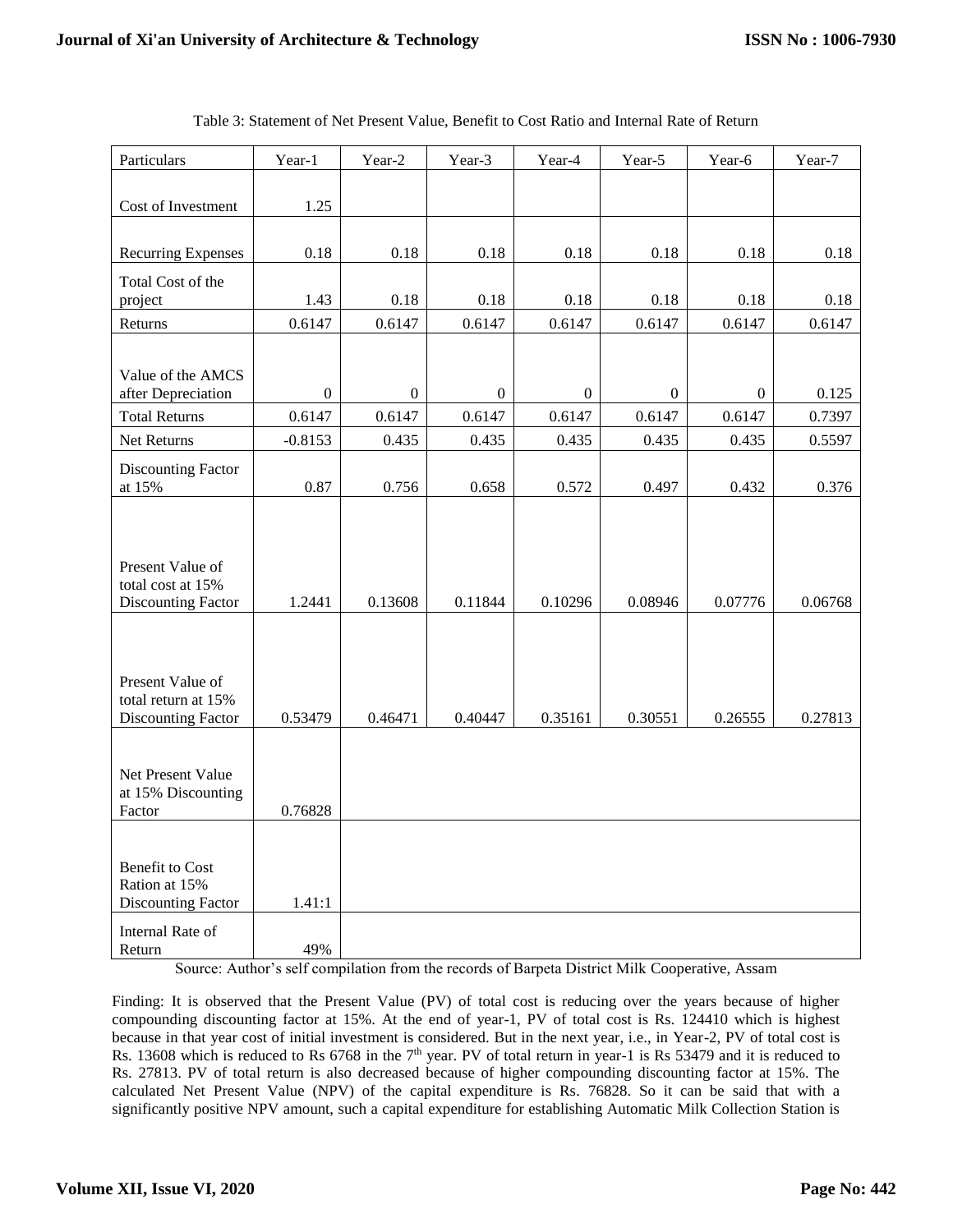Table 3: Statement of Net Present Value, Benefit to Cost Ratio and Internal Rate of Return

| Particulars | Year-1 | Year-2 | Year-3 | Year-4 | Year-5 | Year-6 | Year-7 |
|---|---|---|---|---|---|---|---|
| Cost of Investment | 1.25 | | | | | | |
| Recurring Expenses | 0.18 | 0.18 | 0.18 | 0.18 | 0.18 | 0.18 | 0.18 |
| Total Cost of the project | 1.43 | 0.18 | 0.18 | 0.18 | 0.18 | 0.18 | 0.18 |
| Returns | 0.6147 | 0.6147 | 0.6147 | 0.6147 | 0.6147 | 0.6147 | 0.6147 |
| Value of the AMCS after Depreciation | 0 | 0 | 0 | 0 | 0 | 0 | 0.125 |
| Total Returns | 0.6147 | 0.6147 | 0.6147 | 0.6147 | 0.6147 | 0.6147 | 0.7397 |
| Net Returns | -0.8153 | 0.435 | 0.435 | 0.435 | 0.435 | 0.435 | 0.5597 |
| Discounting Factor at 15% | 0.87 | 0.756 | 0.658 | 0.572 | 0.497 | 0.432 | 0.376 |
| Present Value of total cost at 15% Discounting Factor | 1.2441 | 0.13608 | 0.11844 | 0.10296 | 0.08946 | 0.07776 | 0.06768 |
| Present Value of total return at 15% Discounting Factor | 0.53479 | 0.46471 | 0.40447 | 0.35161 | 0.30551 | 0.26555 | 0.27813 |
| Net Present Value at 15% Discounting Factor | 0.76828 | | | | | | |
| Benefit to Cost Ration at 15% Discounting Factor | 1.41:1 | | | | | | |
| Internal Rate of Return | 49% | | | | | | |

Source: Author's self compilation from the records of Barpeta District Milk Cooperative, Assam

Finding: It is observed that the Present Value (PV) of total cost is reducing over the years because of higher compounding discounting factor at 15%. At the end of year-1, PV of total cost is Rs. 124410 which is highest because in that year cost of initial investment is considered. But in the next year, i.e., in Year-2, PV of total cost is Rs. 13608 which is reduced to Rs 6768 in the 7th year. PV of total return in year-1 is Rs 53479 and it is reduced to Rs. 27813. PV of total return is also decreased because of higher compounding discounting factor at 15%. The calculated Net Present Value (NPV) of the capital expenditure is Rs. 76828. So it can be said that with a significantly positive NPV amount, such a capital expenditure for establishing Automatic Milk Collection Station is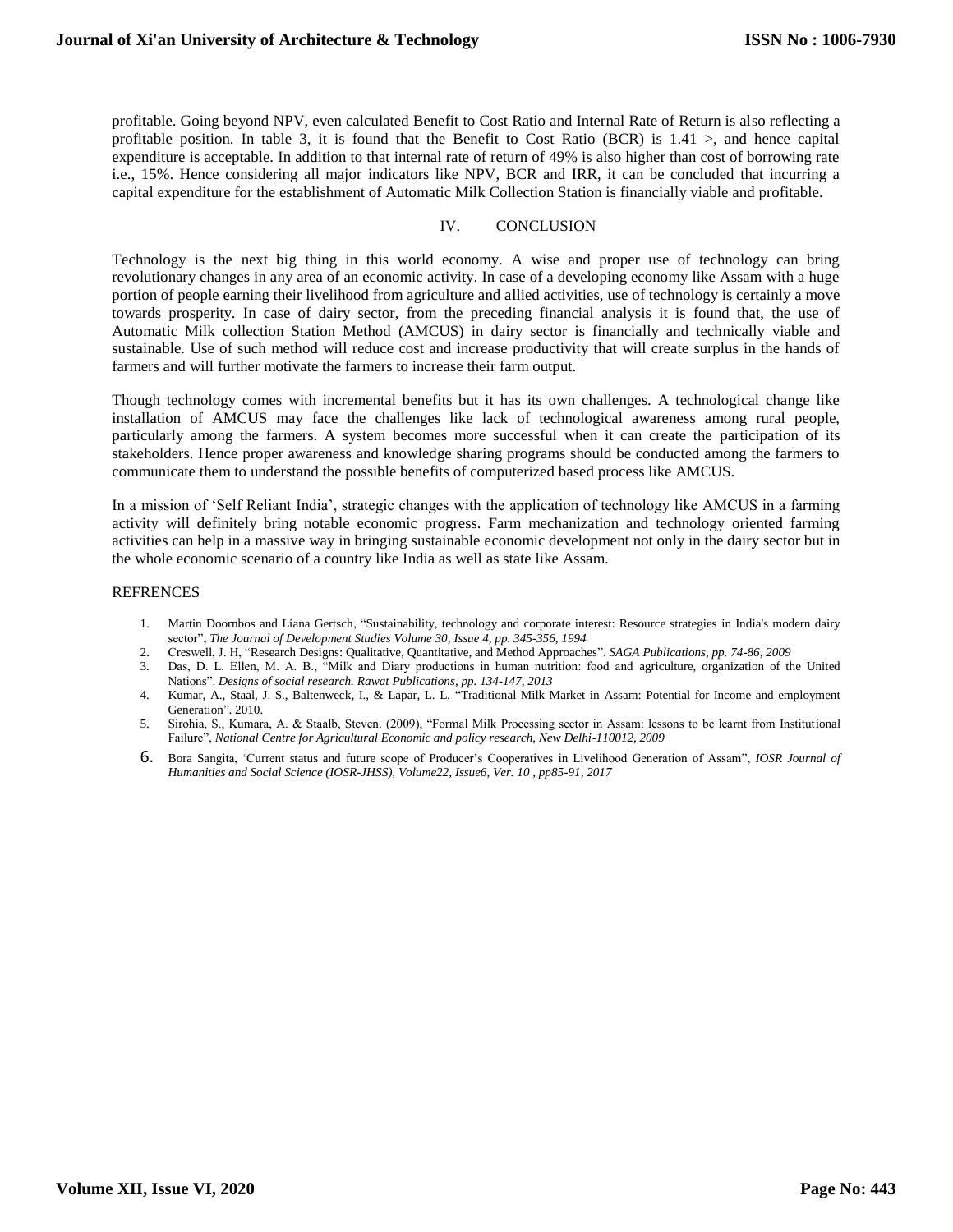profitable. Going beyond NPV, even calculated Benefit to Cost Ratio and Internal Rate of Return is also reflecting a profitable position. In table 3, it is found that the Benefit to Cost Ratio (BCR) is 1.41 >, and hence capital expenditure is acceptable. In addition to that internal rate of return of 49% is also higher than cost of borrowing rate i.e., 15%. Hence considering all major indicators like NPV, BCR and IRR, it can be concluded that incurring a capital expenditure for the establishment of Automatic Milk Collection Station is financially viable and profitable.

## IV. CONCLUSION

Technology is the next big thing in this world economy. A wise and proper use of technology can bring revolutionary changes in any area of an economic activity. In case of a developing economy like Assam with a huge portion of people earning their livelihood from agriculture and allied activities, use of technology is certainly a move towards prosperity. In case of dairy sector, from the preceding financial analysis it is found that, the use of Automatic Milk collection Station Method (AMCUS) in dairy sector is financially and technically viable and sustainable. Use of such method will reduce cost and increase productivity that will create surplus in the hands of farmers and will further motivate the farmers to increase their farm output.

Though technology comes with incremental benefits but it has its own challenges. A technological change like installation of AMCUS may face the challenges like lack of technological awareness among rural people, particularly among the farmers. A system becomes more successful when it can create the participation of its stakeholders. Hence proper awareness and knowledge sharing programs should be conducted among the farmers to communicate them to understand the possible benefits of computerized based process like AMCUS.

In a mission of 'Self Reliant India', strategic changes with the application of technology like AMCUS in a farming activity will definitely bring notable economic progress. Farm mechanization and technology oriented farming activities can help in a massive way in bringing sustainable economic development not only in the dairy sector but in the whole economic scenario of a country like India as well as state like Assam.

## REFRENCES

1. Martin Doornbos and Liana Gertsch, "Sustainability, technology and corporate interest: Resource strategies in India's modern dairy sector", *The Journal of Development Studies Volume 30, Issue 4, pp. 345-356, 1994*
2. Creswell, J. H, "Research Designs: Qualitative, Quantitative, and Method Approaches". *SAGA Publications, pp. 74-86, 2009*
3. Das, D. L. Ellen, M. A. B., "Milk and Diary productions in human nutrition: food and agriculture, organization of the United Nations". *Designs of social research. Rawat Publications, pp. 134-147, 2013*
4. Kumar, A., Staal, J. S., Baltenweck, I., & Lapar, L. L. "Traditional Milk Market in Assam: Potential for Income and employment Generation". 2010.
5. Sirohia, S., Kumara, A. & Staalb, Steven. (2009), "Formal Milk Processing sector in Assam: lessons to be learnt from Institutional Failure", *National Centre for Agricultural Economic and policy research, New Delhi-110012, 2009*
6. Bora Sangita, 'Current status and future scope of Producer's Cooperatives in Livelihood Generation of Assam", *IOSR Journal of Humanities and Social Science (IOSR-JHSS), Volume22, Issue6, Ver. 10 , pp85-91, 2017*